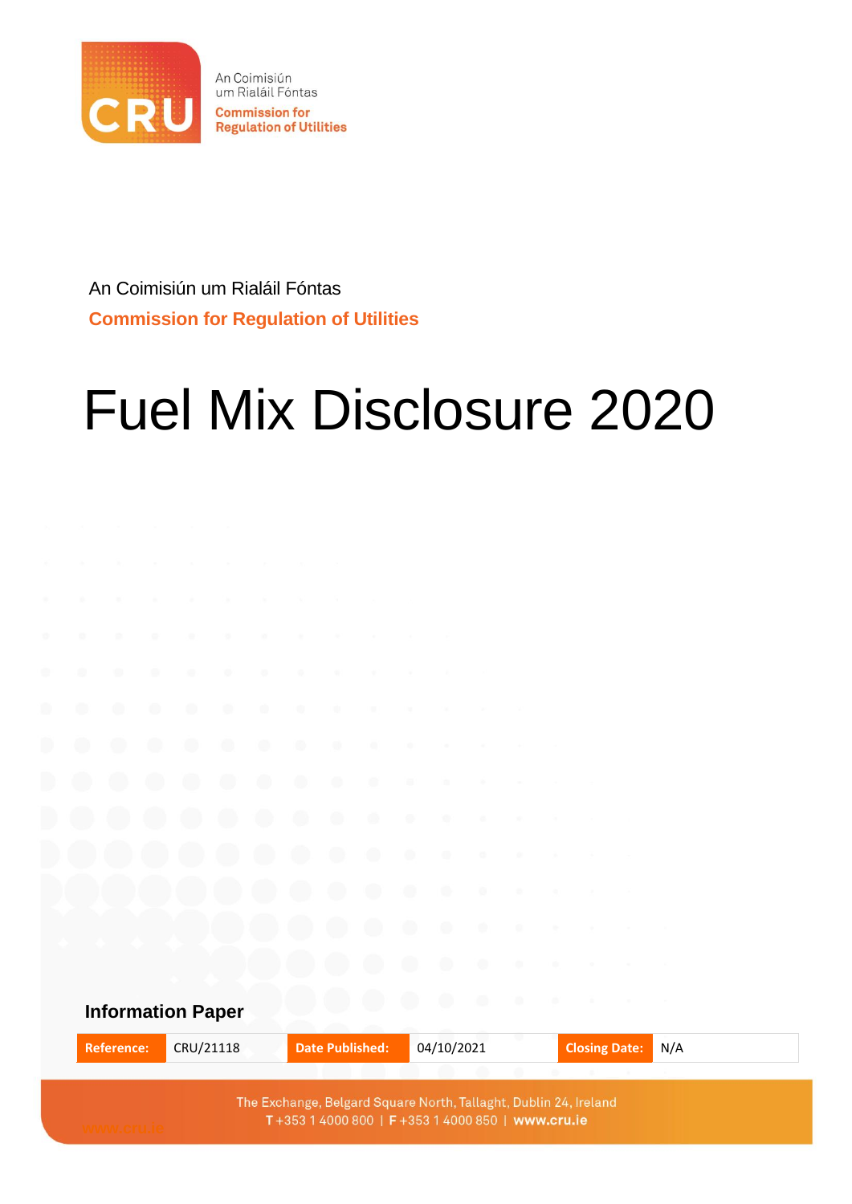An Coimisiún um Rialáil Fóntas

**Commission for Regulation of Utilities**

# Fuel Mix Disclosure 2020

**Information Paper**

| Reference: | CRU/21118 | Date Published: | 04/10/2021 | Closing Date: | N/A |
|---|---|---|---|---|---|

The Exchange, Belgard Square North, Tallaght, Dublin 24, Ireland
T +353 1 4000 800 | F +353 1 4000 850 | www.cru.ie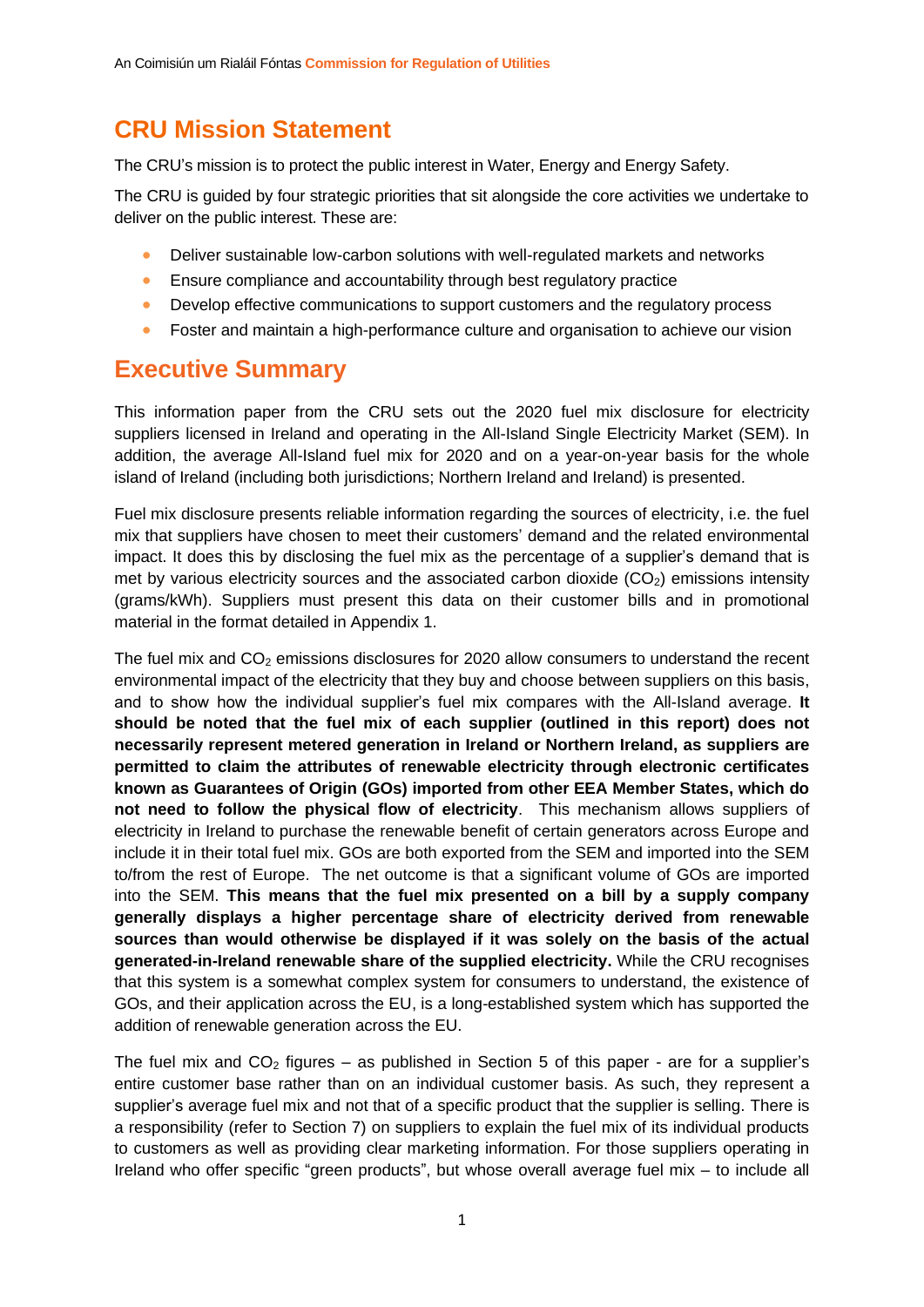## CRU Mission Statement

The CRU's mission is to protect the public interest in Water, Energy and Energy Safety.

The CRU is guided by four strategic priorities that sit alongside the core activities we undertake to deliver on the public interest. These are:

- Deliver sustainable low-carbon solutions with well-regulated markets and networks
- Ensure compliance and accountability through best regulatory practice
- Develop effective communications to support customers and the regulatory process
- Foster and maintain a high-performance culture and organisation to achieve our vision

## Executive Summary

This information paper from the CRU sets out the 2020 fuel mix disclosure for electricity suppliers licensed in Ireland and operating in the All-Island Single Electricity Market (SEM). In addition, the average All-Island fuel mix for 2020 and on a year-on-year basis for the whole island of Ireland (including both jurisdictions; Northern Ireland and Ireland) is presented.

Fuel mix disclosure presents reliable information regarding the sources of electricity, i.e. the fuel mix that suppliers have chosen to meet their customers' demand and the related environmental impact. It does this by disclosing the fuel mix as the percentage of a supplier's demand that is met by various electricity sources and the associated carbon dioxide ($CO_2$) emissions intensity (grams/kWh). Suppliers must present this data on their customer bills and in promotional material in the format detailed in Appendix 1.

The fuel mix and $CO_2$ emissions disclosures for 2020 allow consumers to understand the recent environmental impact of the electricity that they buy and choose between suppliers on this basis, and to show how the individual supplier's fuel mix compares with the All-Island average. **It should be noted that the fuel mix of each supplier (outlined in this report) does not necessarily represent metered generation in Ireland or Northern Ireland, as suppliers are permitted to claim the attributes of renewable electricity through electronic certificates known as Guarantees of Origin (GOs) imported from other EEA Member States, which do not need to follow the physical flow of electricity**. This mechanism allows suppliers of electricity in Ireland to purchase the renewable benefit of certain generators across Europe and include it in their total fuel mix. GOs are both exported from the SEM and imported into the SEM to/from the rest of Europe. The net outcome is that a significant volume of GOs are imported into the SEM. **This means that the fuel mix presented on a bill by a supply company generally displays a higher percentage share of electricity derived from renewable sources than would otherwise be displayed if it was solely on the basis of the actual generated-in-Ireland renewable share of the supplied electricity.** While the CRU recognises that this system is a somewhat complex system for consumers to understand, the existence of GOs, and their application across the EU, is a long-established system which has supported the addition of renewable generation across the EU.

The fuel mix and $CO_2$ figures – as published in Section 5 of this paper - are for a supplier's entire customer base rather than on an individual customer basis. As such, they represent a supplier's average fuel mix and not that of a specific product that the supplier is selling. There is a responsibility (refer to Section 7) on suppliers to explain the fuel mix of its individual products to customers as well as providing clear marketing information. For those suppliers operating in Ireland who offer specific "green products", but whose overall average fuel mix – to include all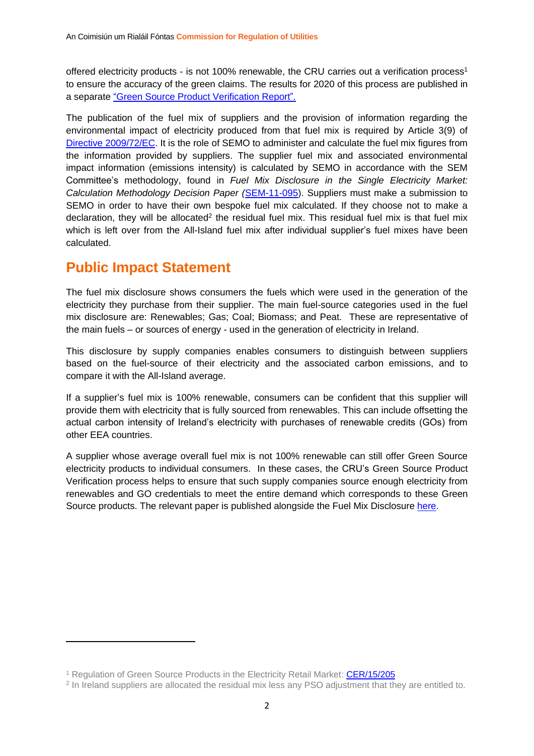offered electricity products - is not 100% renewable, the CRU carries out a verification process[1] to ensure the accuracy of the green claims. The results for 2020 of this process are published in a separate "Green Source Product Verification Report".

The publication of the fuel mix of suppliers and the provision of information regarding the environmental impact of electricity produced from that fuel mix is required by Article 3(9) of Directive 2009/72/EC. It is the role of SEMO to administer and calculate the fuel mix figures from the information provided by suppliers. The supplier fuel mix and associated environmental impact information (emissions intensity) is calculated by SEMO in accordance with the SEM Committee's methodology, found in *Fuel Mix Disclosure in the Single Electricity Market: Calculation Methodology Decision Paper (*SEM-11-095). Suppliers must make a submission to SEMO in order to have their own bespoke fuel mix calculated. If they choose not to make a declaration, they will be allocated[2] the residual fuel mix. This residual fuel mix is that fuel mix which is left over from the All-Island fuel mix after individual supplier's fuel mixes have been calculated.

## Public Impact Statement

The fuel mix disclosure shows consumers the fuels which were used in the generation of the electricity they purchase from their supplier. The main fuel-source categories used in the fuel mix disclosure are: Renewables; Gas; Coal; Biomass; and Peat. These are representative of the main fuels – or sources of energy - used in the generation of electricity in Ireland.

This disclosure by supply companies enables consumers to distinguish between suppliers based on the fuel-source of their electricity and the associated carbon emissions, and to compare it with the All-Island average.

If a supplier's fuel mix is 100% renewable, consumers can be confident that this supplier will provide them with electricity that is fully sourced from renewables. This can include offsetting the actual carbon intensity of Ireland's electricity with purchases of renewable credits (GOs) from other EEA countries.

A supplier whose average overall fuel mix is not 100% renewable can still offer Green Source electricity products to individual consumers. In these cases, the CRU's Green Source Product Verification process helps to ensure that such supply companies source enough electricity from renewables and GO credentials to meet the entire demand which corresponds to these Green Source products. The relevant paper is published alongside the Fuel Mix Disclosure here.

---

[1] Regulation of Green Source Products in the Electricity Retail Market: CER/15/205

[2] In Ireland suppliers are allocated the residual mix less any PSO adjustment that they are entitled to.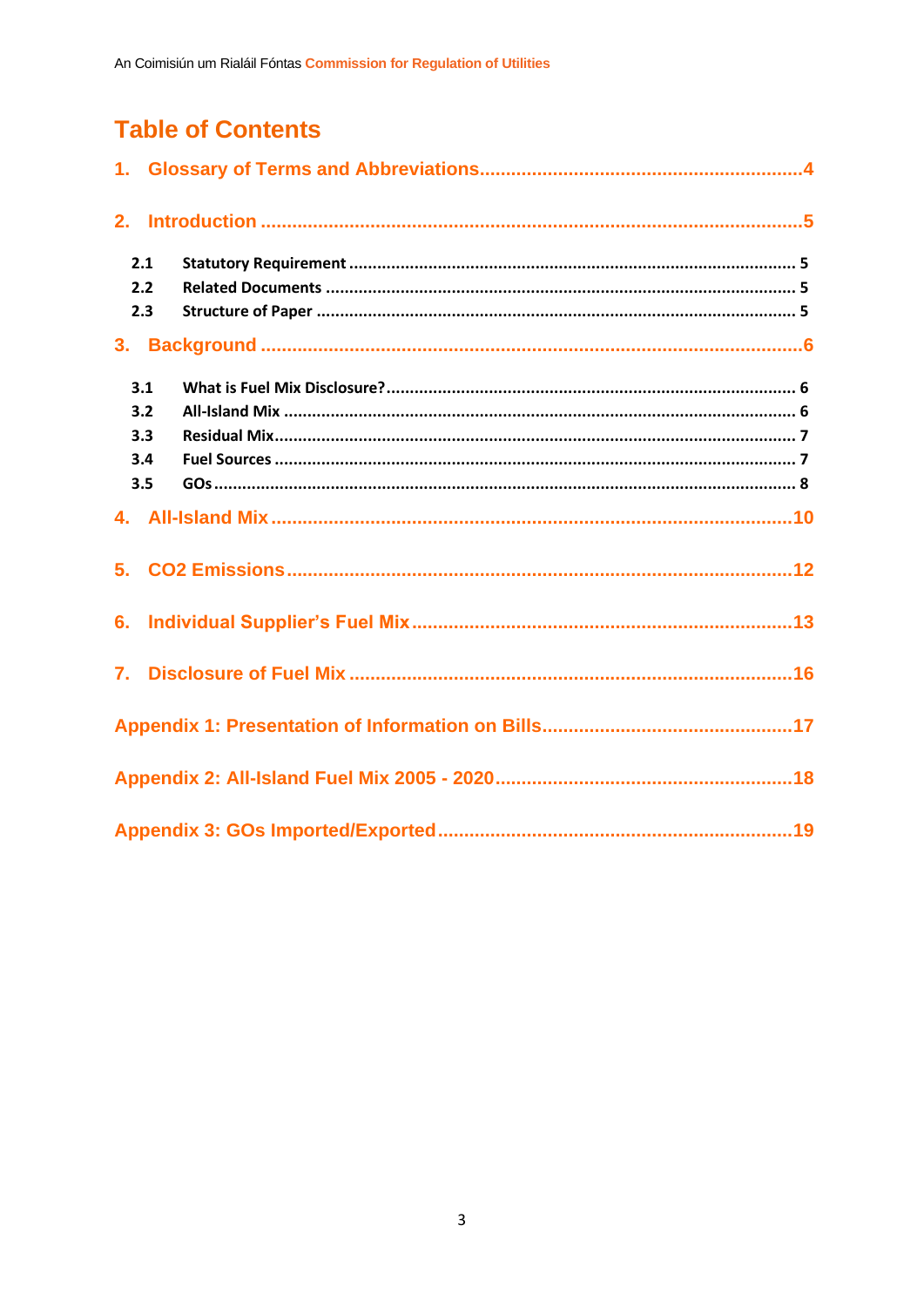# Table of Contents

1. Glossary of Terms and Abbreviations.....4

2. Introduction.....5

   2.1 Statutory Requirement.....5

   2.2 Related Documents.....5

   2.3 Structure of Paper.....5

3. Background.....6

   3.1 What is Fuel Mix Disclosure?.....6

   3.2 All-Island Mix.....6

   3.3 Residual Mix.....7

   3.4 Fuel Sources.....7

   3.5 GOs.....8

4. All-Island Mix.....10

5. CO2 Emissions.....12

6. Individual Supplier's Fuel Mix.....13

7. Disclosure of Fuel Mix.....16

Appendix 1: Presentation of Information on Bills.....17

Appendix 2: All-Island Fuel Mix 2005 - 2020.....18

Appendix 3: GOs Imported/Exported.....19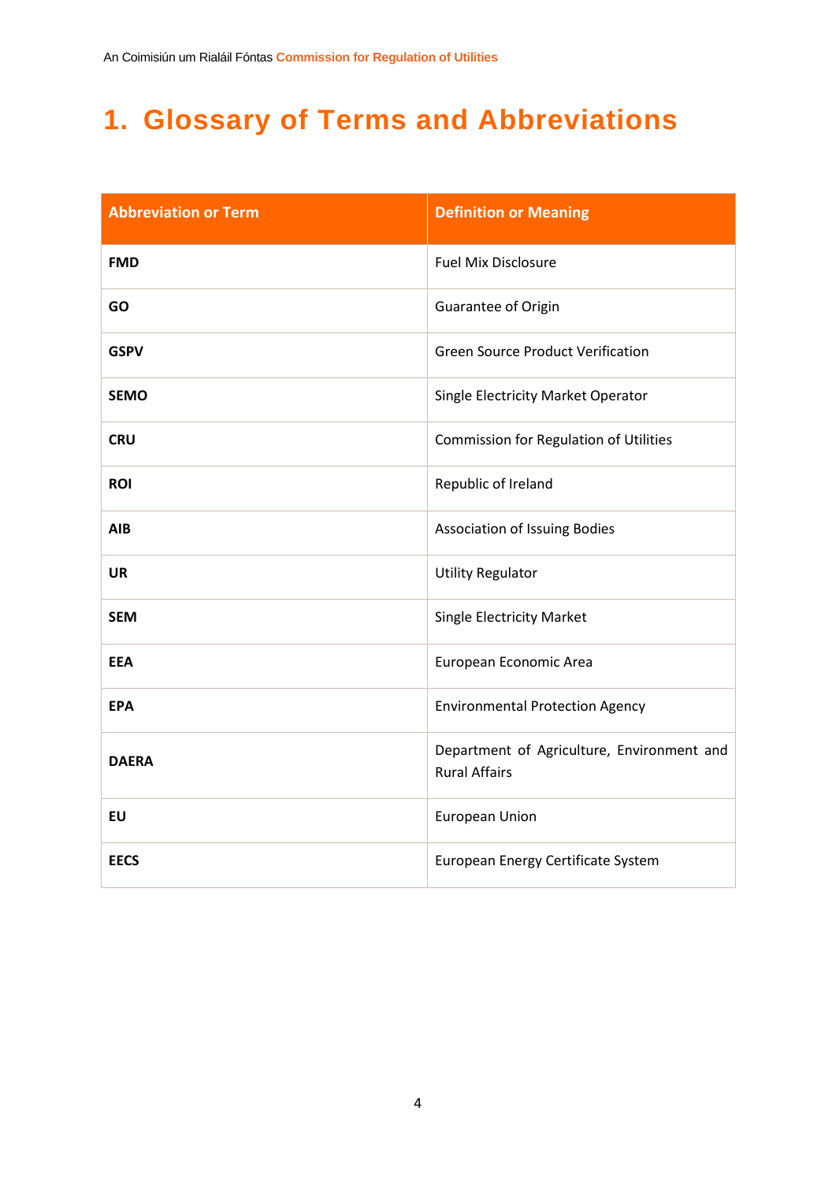# 1. Glossary of Terms and Abbreviations

| Abbreviation or Term | Definition or Meaning |
|---|---|
| **FMD** | Fuel Mix Disclosure |
| **GO** | Guarantee of Origin |
| **GSPV** | Green Source Product Verification |
| **SEMO** | Single Electricity Market Operator |
| **CRU** | Commission for Regulation of Utilities |
| **ROI** | Republic of Ireland |
| **AIB** | Association of Issuing Bodies |
| **UR** | Utility Regulator |
| **SEM** | Single Electricity Market |
| **EEA** | European Economic Area |
| **EPA** | Environmental Protection Agency |
| **DAERA** | Department of Agriculture, Environment and Rural Affairs |
| **EU** | European Union |
| **EECS** | European Energy Certificate System |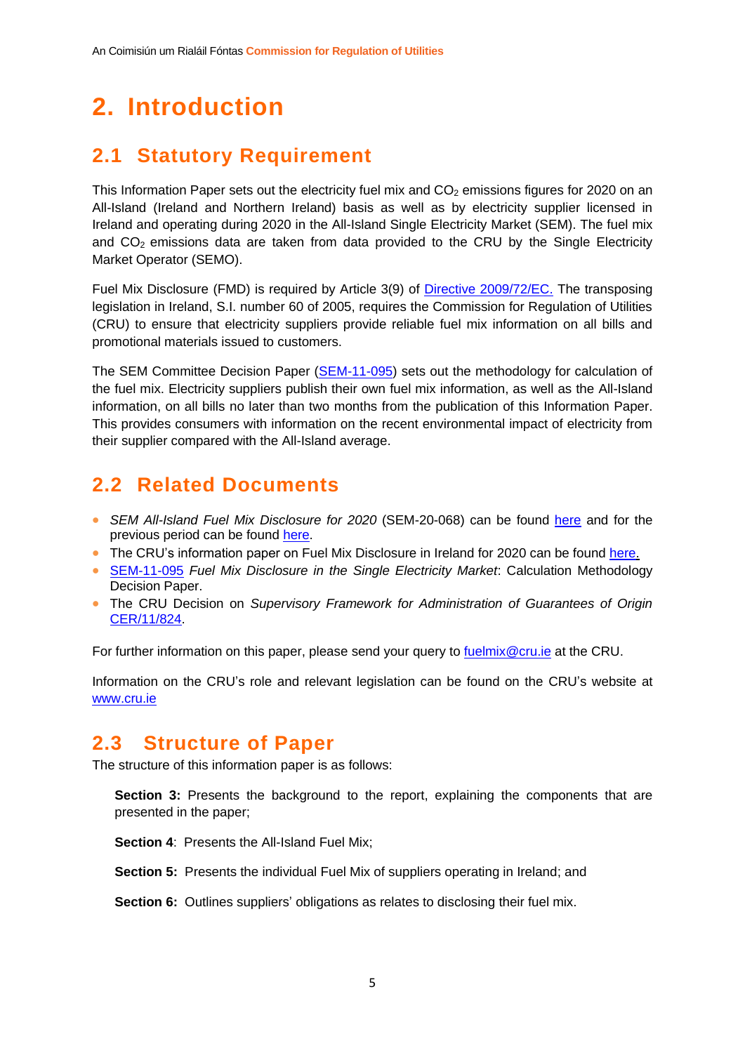# 2. Introduction

## 2.1 Statutory Requirement

This Information Paper sets out the electricity fuel mix and $CO_2$ emissions figures for 2020 on an All-Island (Ireland and Northern Ireland) basis as well as by electricity supplier licensed in Ireland and operating during 2020 in the All-Island Single Electricity Market (SEM). The fuel mix and $CO_2$ emissions data are taken from data provided to the CRU by the Single Electricity Market Operator (SEMO).

Fuel Mix Disclosure (FMD) is required by Article 3(9) of Directive 2009/72/EC. The transposing legislation in Ireland, S.I. number 60 of 2005, requires the Commission for Regulation of Utilities (CRU) to ensure that electricity suppliers provide reliable fuel mix information on all bills and promotional materials issued to customers.

The SEM Committee Decision Paper (SEM-11-095) sets out the methodology for calculation of the fuel mix. Electricity suppliers publish their own fuel mix information, as well as the All-Island information, on all bills no later than two months from the publication of this Information Paper. This provides consumers with information on the recent environmental impact of electricity from their supplier compared with the All-Island average.

## 2.2 Related Documents

- *SEM All-Island Fuel Mix Disclosure for 2020* (SEM-20-068) can be found here and for the previous period can be found here.
- The CRU's information paper on Fuel Mix Disclosure in Ireland for 2020 can be found here.
- SEM-11-095 *Fuel Mix Disclosure in the Single Electricity Market*: Calculation Methodology Decision Paper.
- The CRU Decision on *Supervisory Framework for Administration of Guarantees of Origin* CER/11/824.

For further information on this paper, please send your query to fuelmix@cru.ie at the CRU.

Information on the CRU's role and relevant legislation can be found on the CRU's website at www.cru.ie

## 2.3 Structure of Paper

The structure of this information paper is as follows:

**Section 3:** Presents the background to the report, explaining the components that are presented in the paper;

**Section 4**: Presents the All-Island Fuel Mix;

**Section 5:** Presents the individual Fuel Mix of suppliers operating in Ireland; and

**Section 6:** Outlines suppliers' obligations as relates to disclosing their fuel mix.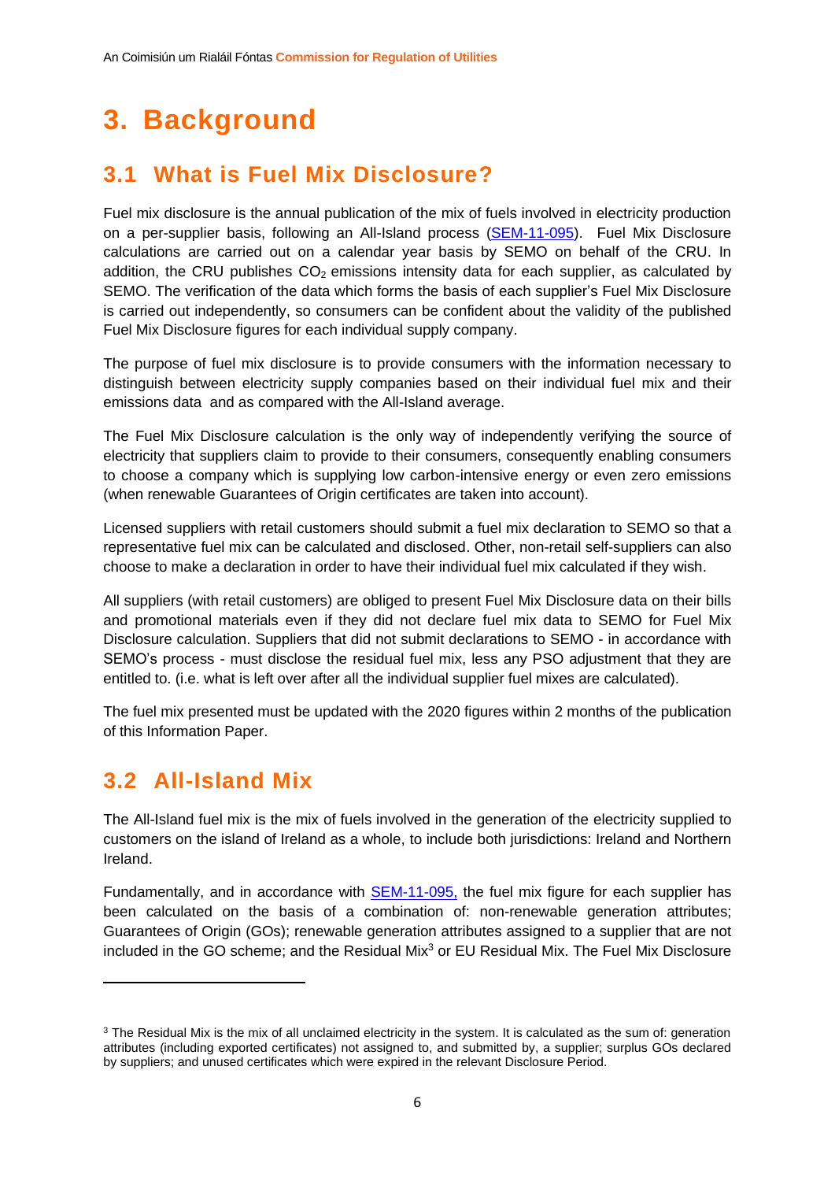# 3. Background

## 3.1 What is Fuel Mix Disclosure?

Fuel mix disclosure is the annual publication of the mix of fuels involved in electricity production on a per-supplier basis, following an All-Island process (SEM-11-095). Fuel Mix Disclosure calculations are carried out on a calendar year basis by SEMO on behalf of the CRU. In addition, the CRU publishes $CO_2$ emissions intensity data for each supplier, as calculated by SEMO. The verification of the data which forms the basis of each supplier's Fuel Mix Disclosure is carried out independently, so consumers can be confident about the validity of the published Fuel Mix Disclosure figures for each individual supply company.

The purpose of fuel mix disclosure is to provide consumers with the information necessary to distinguish between electricity supply companies based on their individual fuel mix and their emissions data and as compared with the All-Island average.

The Fuel Mix Disclosure calculation is the only way of independently verifying the source of electricity that suppliers claim to provide to their consumers, consequently enabling consumers to choose a company which is supplying low carbon-intensive energy or even zero emissions (when renewable Guarantees of Origin certificates are taken into account).

Licensed suppliers with retail customers should submit a fuel mix declaration to SEMO so that a representative fuel mix can be calculated and disclosed. Other, non-retail self-suppliers can also choose to make a declaration in order to have their individual fuel mix calculated if they wish.

All suppliers (with retail customers) are obliged to present Fuel Mix Disclosure data on their bills and promotional materials even if they did not declare fuel mix data to SEMO for Fuel Mix Disclosure calculation. Suppliers that did not submit declarations to SEMO - in accordance with SEMO's process - must disclose the residual fuel mix, less any PSO adjustment that they are entitled to. (i.e. what is left over after all the individual supplier fuel mixes are calculated).

The fuel mix presented must be updated with the 2020 figures within 2 months of the publication of this Information Paper.

## 3.2 All-Island Mix

The All-Island fuel mix is the mix of fuels involved in the generation of the electricity supplied to customers on the island of Ireland as a whole, to include both jurisdictions: Ireland and Northern Ireland.

Fundamentally, and in accordance with SEM-11-095, the fuel mix figure for each supplier has been calculated on the basis of a combination of: non-renewable generation attributes; Guarantees of Origin (GOs); renewable generation attributes assigned to a supplier that are not included in the GO scheme; and the Residual Mix[3] or EU Residual Mix. The Fuel Mix Disclosure

[3] The Residual Mix is the mix of all unclaimed electricity in the system. It is calculated as the sum of: generation attributes (including exported certificates) not assigned to, and submitted by, a supplier; surplus GOs declared by suppliers; and unused certificates which were expired in the relevant Disclosure Period.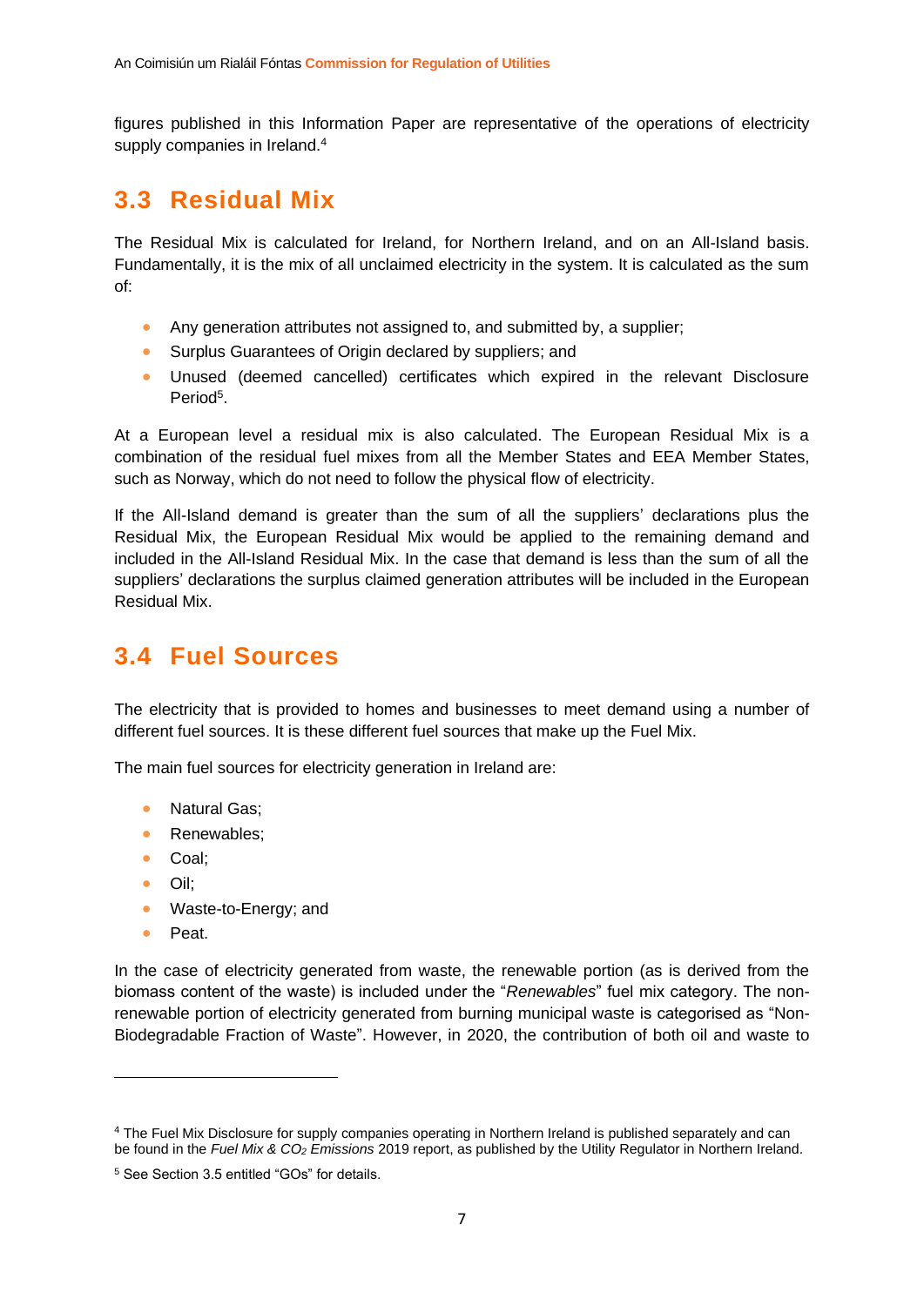figures published in this Information Paper are representative of the operations of electricity supply companies in Ireland.[4]

## 3.3 Residual Mix

The Residual Mix is calculated for Ireland, for Northern Ireland, and on an All-Island basis. Fundamentally, it is the mix of all unclaimed electricity in the system. It is calculated as the sum of:

- Any generation attributes not assigned to, and submitted by, a supplier;
- Surplus Guarantees of Origin declared by suppliers; and
- Unused (deemed cancelled) certificates which expired in the relevant Disclosure Period[5].

At a European level a residual mix is also calculated. The European Residual Mix is a combination of the residual fuel mixes from all the Member States and EEA Member States, such as Norway, which do not need to follow the physical flow of electricity.

If the All-Island demand is greater than the sum of all the suppliers' declarations plus the Residual Mix, the European Residual Mix would be applied to the remaining demand and included in the All-Island Residual Mix. In the case that demand is less than the sum of all the suppliers' declarations the surplus claimed generation attributes will be included in the European Residual Mix.

## 3.4 Fuel Sources

The electricity that is provided to homes and businesses to meet demand using a number of different fuel sources. It is these different fuel sources that make up the Fuel Mix.

The main fuel sources for electricity generation in Ireland are:

- Natural Gas;
- Renewables;
- Coal;
- Oil;
- Waste-to-Energy; and
- Peat.

In the case of electricity generated from waste, the renewable portion (as is derived from the biomass content of the waste) is included under the "*Renewables*" fuel mix category. The non-renewable portion of electricity generated from burning municipal waste is categorised as "Non-Biodegradable Fraction of Waste". However, in 2020, the contribution of both oil and waste to

---

[4] The Fuel Mix Disclosure for supply companies operating in Northern Ireland is published separately and can be found in the *Fuel Mix & $CO_2$ Emissions* 2019 report, as published by the Utility Regulator in Northern Ireland.

[5] See Section 3.5 entitled "GOs" for details.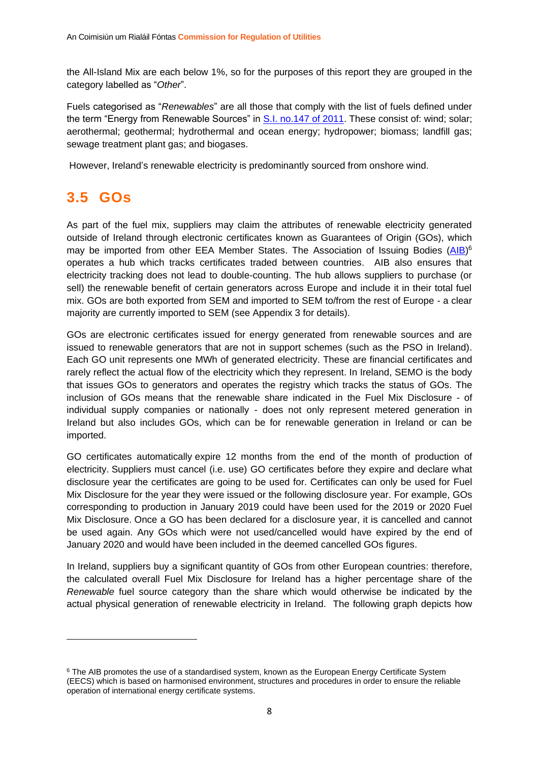the All-Island Mix are each below 1%, so for the purposes of this report they are grouped in the category labelled as "*Other*".

Fuels categorised as "*Renewables*" are all those that comply with the list of fuels defined under the term "Energy from Renewable Sources" in S.I. no.147 of 2011. These consist of: wind; solar; aerothermal; geothermal; hydrothermal and ocean energy; hydropower; biomass; landfill gas; sewage treatment plant gas; and biogases.

However, Ireland's renewable electricity is predominantly sourced from onshore wind.

## 3.5 GOs

As part of the fuel mix, suppliers may claim the attributes of renewable electricity generated outside of Ireland through electronic certificates known as Guarantees of Origin (GOs), which may be imported from other EEA Member States. The Association of Issuing Bodies (AIB)[6] operates a hub which tracks certificates traded between countries. AIB also ensures that electricity tracking does not lead to double-counting. The hub allows suppliers to purchase (or sell) the renewable benefit of certain generators across Europe and include it in their total fuel mix. GOs are both exported from SEM and imported to SEM to/from the rest of Europe - a clear majority are currently imported to SEM (see Appendix 3 for details).

GOs are electronic certificates issued for energy generated from renewable sources and are issued to renewable generators that are not in support schemes (such as the PSO in Ireland). Each GO unit represents one MWh of generated electricity. These are financial certificates and rarely reflect the actual flow of the electricity which they represent. In Ireland, SEMO is the body that issues GOs to generators and operates the registry which tracks the status of GOs. The inclusion of GOs means that the renewable share indicated in the Fuel Mix Disclosure - of individual supply companies or nationally - does not only represent metered generation in Ireland but also includes GOs, which can be for renewable generation in Ireland or can be imported.

GO certificates automatically expire 12 months from the end of the month of production of electricity. Suppliers must cancel (i.e. use) GO certificates before they expire and declare what disclosure year the certificates are going to be used for. Certificates can only be used for Fuel Mix Disclosure for the year they were issued or the following disclosure year. For example, GOs corresponding to production in January 2019 could have been used for the 2019 or 2020 Fuel Mix Disclosure. Once a GO has been declared for a disclosure year, it is cancelled and cannot be used again. Any GOs which were not used/cancelled would have expired by the end of January 2020 and would have been included in the deemed cancelled GOs figures.

In Ireland, suppliers buy a significant quantity of GOs from other European countries: therefore, the calculated overall Fuel Mix Disclosure for Ireland has a higher percentage share of the *Renewable* fuel source category than the share which would otherwise be indicated by the actual physical generation of renewable electricity in Ireland. The following graph depicts how

[6] The AIB promotes the use of a standardised system, known as the European Energy Certificate System (EECS) which is based on harmonised environment, structures and procedures in order to ensure the reliable operation of international energy certificate systems.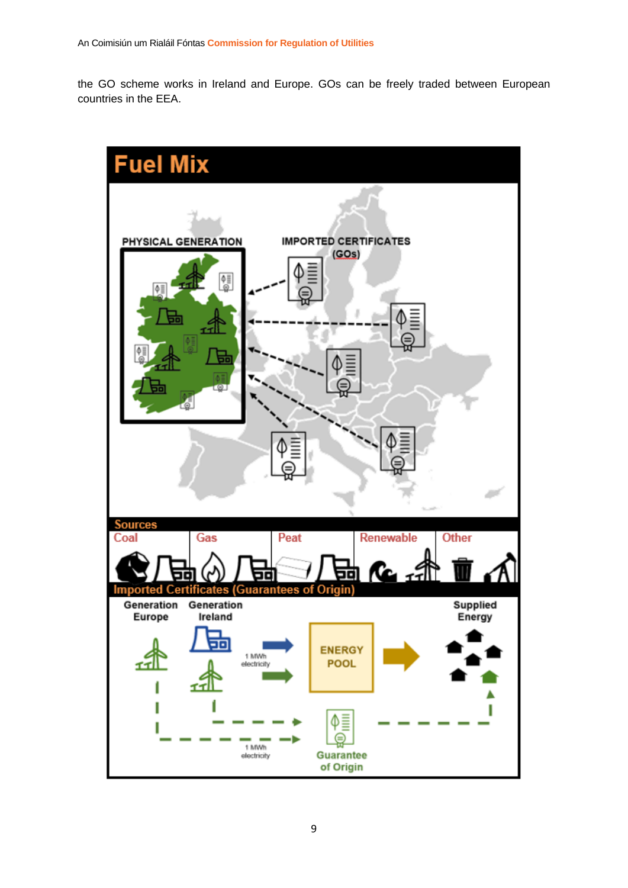the GO scheme works in Ireland and Europe. GOs can be freely traded between European countries in the EEA.

# Fuel Mix

PHYSICAL GENERATION

IMPORTED CERTIFICATES (GOs)

Sources

Coal | Gas | Peat | Renewable | Other

Imported Certificates (Guarantees of Origin)

Generation Europe

Generation Ireland

1 MWh electricity

ENERGY POOL

Supplied Energy

1 MWh electricity

Guarantee of Origin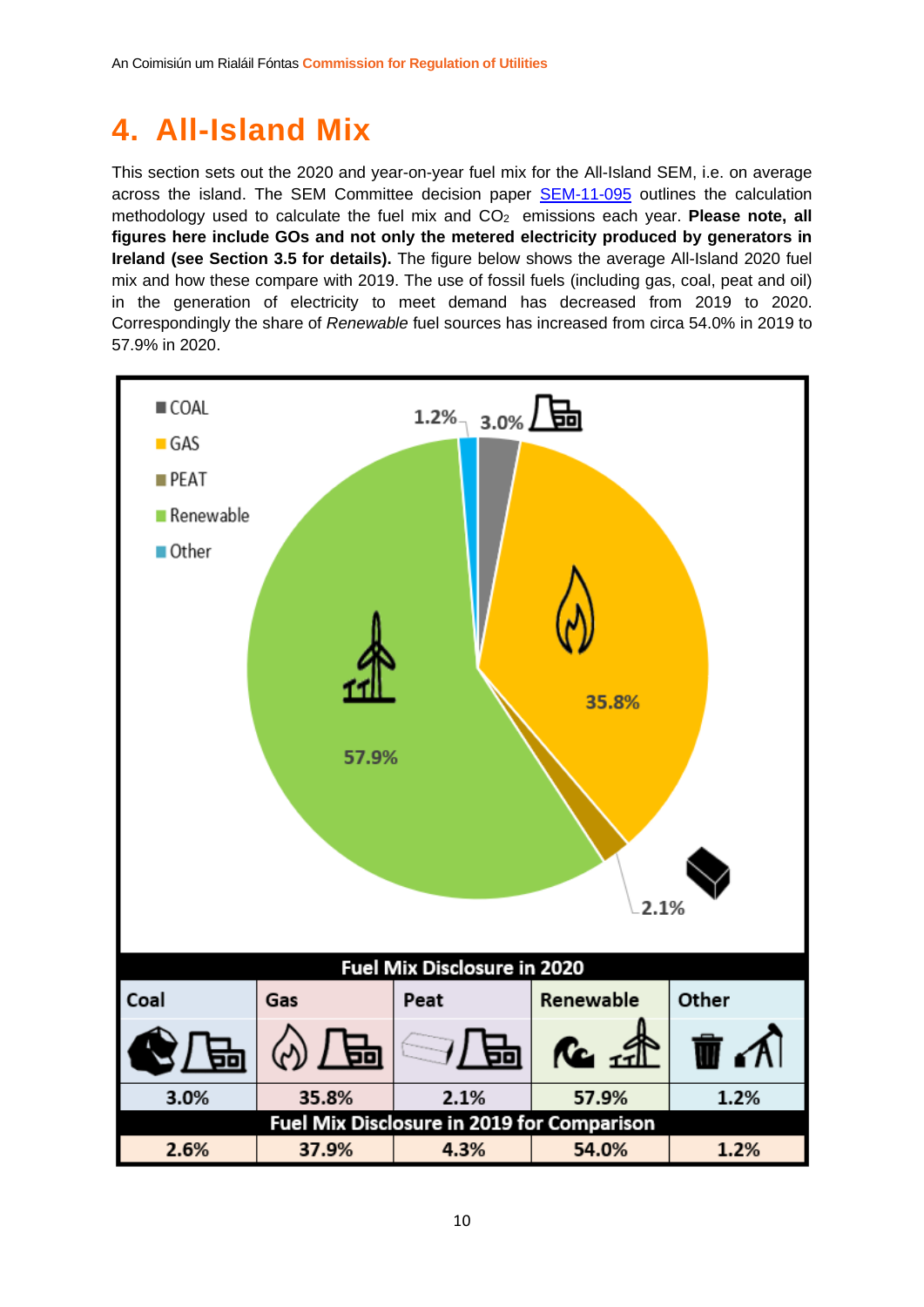# 4. All-Island Mix

This section sets out the 2020 and year-on-year fuel mix for the All-Island SEM, i.e. on average across the island. The SEM Committee decision paper [SEM-11-095](SEM-11-095) outlines the calculation methodology used to calculate the fuel mix and $CO_2$ emissions each year. **Please note, all figures here include GOs and not only the metered electricity produced by generators in Ireland (see Section 3.5 for details).** The figure below shows the average All-Island 2020 fuel mix and how these compare with 2019. The use of fossil fuels (including gas, coal, peat and oil) in the generation of electricity to meet demand has decreased from 2019 to 2020. Correspondingly the share of *Renewable* fuel sources has increased from circa 54.0% in 2019 to 57.9% in 2020.

| | Coal | Gas | Peat | Renewable | Other |
|---|---|---|---|---|---|
| Fuel Mix Disclosure in 2020 | 3.0% | 35.8% | 2.1% | 57.9% | 1.2% |
| Fuel Mix Disclosure in 2019 for Comparison | 2.6% | 37.9% | 4.3% | 54.0% | 1.2% |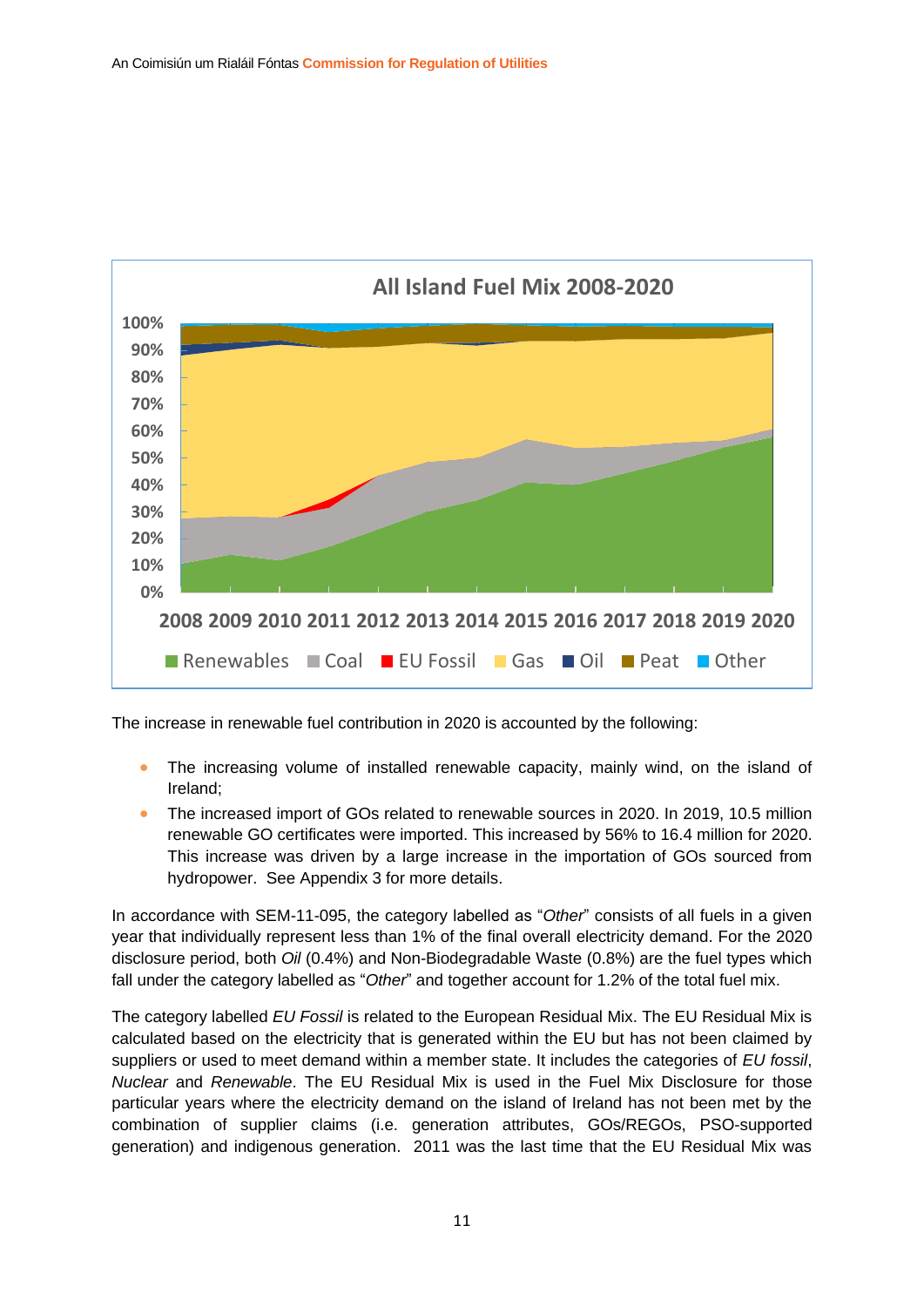**All Island Fuel Mix 2008-2020**

The increase in renewable fuel contribution in 2020 is accounted by the following:

- The increasing volume of installed renewable capacity, mainly wind, on the island of Ireland;
- The increased import of GOs related to renewable sources in 2020. In 2019, 10.5 million renewable GO certificates were imported. This increased by 56% to 16.4 million for 2020. This increase was driven by a large increase in the importation of GOs sourced from hydropower. See Appendix 3 for more details.

In accordance with SEM-11-095, the category labelled as "*Other*" consists of all fuels in a given year that individually represent less than 1% of the final overall electricity demand. For the 2020 disclosure period, both *Oil* (0.4%) and Non-Biodegradable Waste (0.8%) are the fuel types which fall under the category labelled as "*Other*" and together account for 1.2% of the total fuel mix.

The category labelled *EU Fossil* is related to the European Residual Mix. The EU Residual Mix is calculated based on the electricity that is generated within the EU but has not been claimed by suppliers or used to meet demand within a member state. It includes the categories of *EU fossil*, *Nuclear* and *Renewable*. The EU Residual Mix is used in the Fuel Mix Disclosure for those particular years where the electricity demand on the island of Ireland has not been met by the combination of supplier claims (i.e. generation attributes, GOs/REGOs, PSO-supported generation) and indigenous generation. 2011 was the last time that the EU Residual Mix was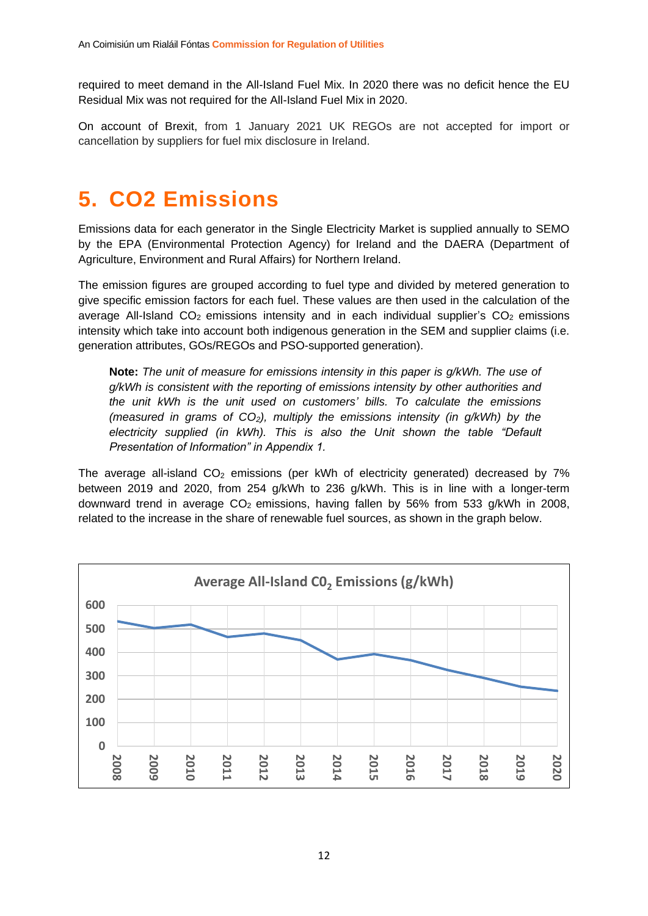required to meet demand in the All-Island Fuel Mix. In 2020 there was no deficit hence the EU Residual Mix was not required for the All-Island Fuel Mix in 2020.

On account of Brexit, from 1 January 2021 UK REGOs are not accepted for import or cancellation by suppliers for fuel mix disclosure in Ireland.

# 5. CO2 Emissions

Emissions data for each generator in the Single Electricity Market is supplied annually to SEMO by the EPA (Environmental Protection Agency) for Ireland and the DAERA (Department of Agriculture, Environment and Rural Affairs) for Northern Ireland.

The emission figures are grouped according to fuel type and divided by metered generation to give specific emission factors for each fuel. These values are then used in the calculation of the average All-Island $CO_2$ emissions intensity and in each individual supplier's $CO_2$ emissions intensity which take into account both indigenous generation in the SEM and supplier claims (i.e. generation attributes, GOs/REGOs and PSO-supported generation).

> **Note:** *The unit of measure for emissions intensity in this paper is g/kWh. The use of g/kWh is consistent with the reporting of emissions intensity by other authorities and the unit kWh is the unit used on customers' bills. To calculate the emissions (measured in grams of $CO_2$), multiply the emissions intensity (in g/kWh) by the electricity supplied (in kWh). This is also the Unit shown the table "Default Presentation of Information" in Appendix 1.*

The average all-island $CO_2$ emissions (per kWh of electricity generated) decreased by 7% between 2019 and 2020, from 254 g/kWh to 236 g/kWh. This is in line with a longer-term downward trend in average $CO_2$ emissions, having fallen by 56% from 533 g/kWh in 2008, related to the increase in the share of renewable fuel sources, as shown in the graph below.

**Average All-Island $C0_2$ Emissions (g/kWh)**

(Line chart: y-axis 0–600; x-axis years 2008–2020)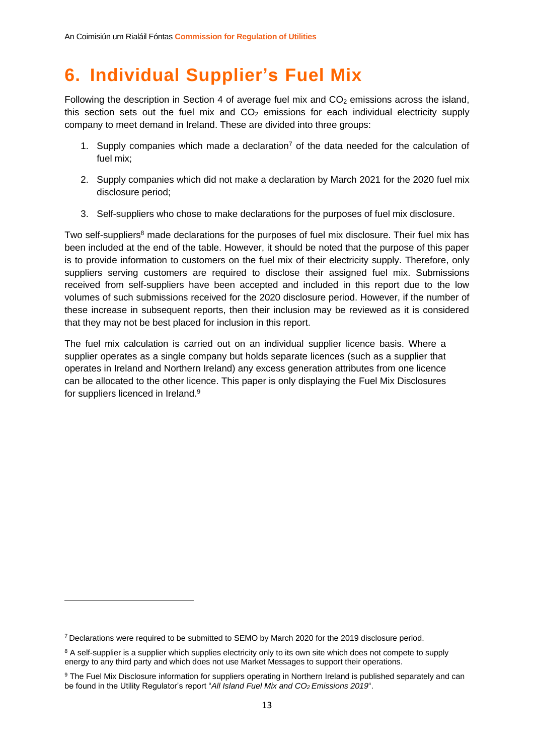# 6. Individual Supplier's Fuel Mix

Following the description in Section 4 of average fuel mix and $CO_2$ emissions across the island, this section sets out the fuel mix and $CO_2$ emissions for each individual electricity supply company to meet demand in Ireland. These are divided into three groups:

1. Supply companies which made a declaration[7] of the data needed for the calculation of fuel mix;

2. Supply companies which did not make a declaration by March 2021 for the 2020 fuel mix disclosure period;

3. Self-suppliers who chose to make declarations for the purposes of fuel mix disclosure.

Two self-suppliers[8] made declarations for the purposes of fuel mix disclosure. Their fuel mix has been included at the end of the table. However, it should be noted that the purpose of this paper is to provide information to customers on the fuel mix of their electricity supply. Therefore, only suppliers serving customers are required to disclose their assigned fuel mix. Submissions received from self-suppliers have been accepted and included in this report due to the low volumes of such submissions received for the 2020 disclosure period. However, if the number of these increase in subsequent reports, then their inclusion may be reviewed as it is considered that they may not be best placed for inclusion in this report.

The fuel mix calculation is carried out on an individual supplier licence basis. Where a supplier operates as a single company but holds separate licences (such as a supplier that operates in Ireland and Northern Ireland) any excess generation attributes from one licence can be allocated to the other licence. This paper is only displaying the Fuel Mix Disclosures for suppliers licenced in Ireland.[9]

---

[7] Declarations were required to be submitted to SEMO by March 2020 for the 2019 disclosure period.

[8] A self-supplier is a supplier which supplies electricity only to its own site which does not compete to supply energy to any third party and which does not use Market Messages to support their operations.

[9] The Fuel Mix Disclosure information for suppliers operating in Northern Ireland is published separately and can be found in the Utility Regulator's report "*All Island Fuel Mix and $CO_2$ Emissions 2019*".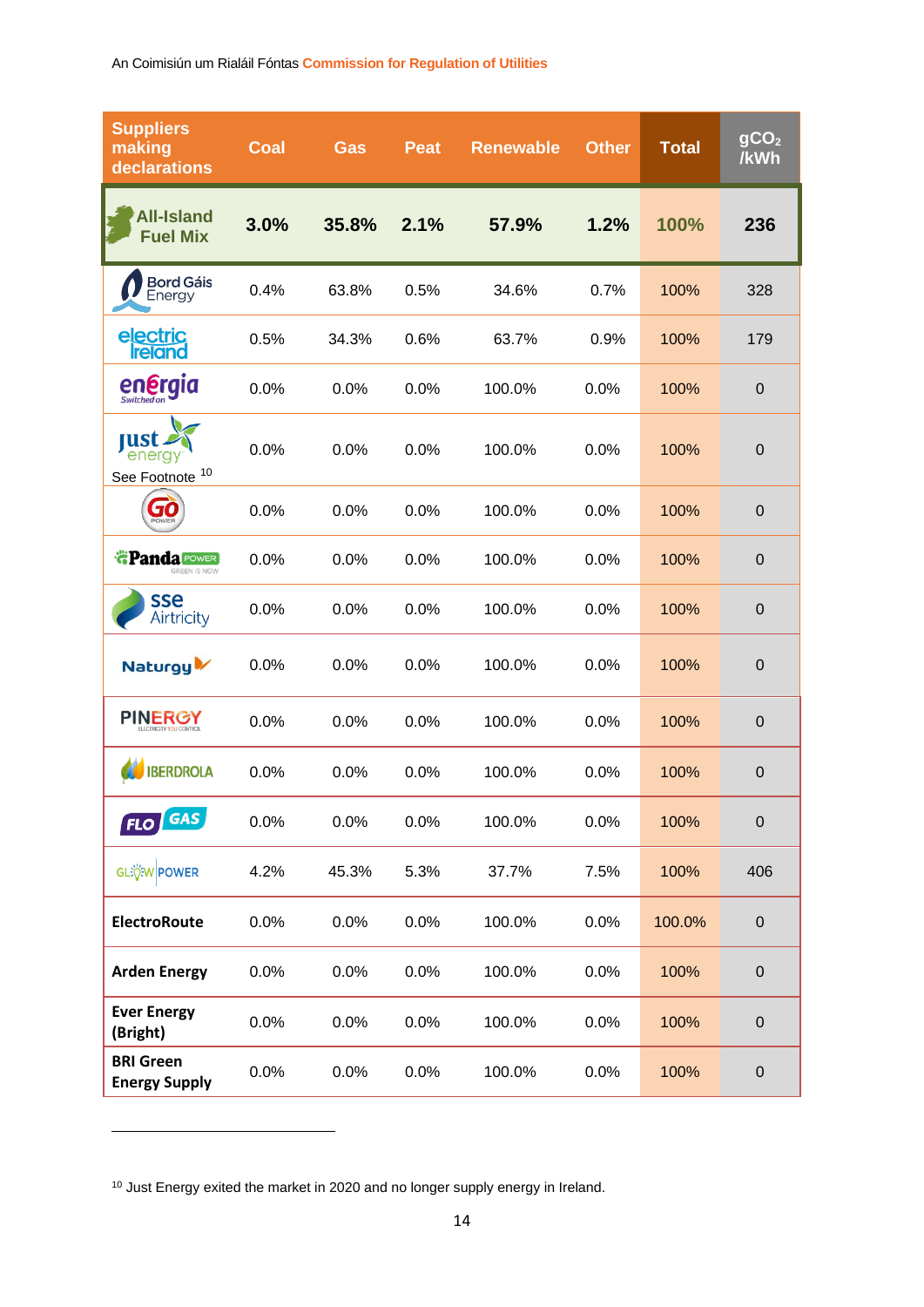| Suppliers making declarations | Coal | Gas | Peat | Renewable | Other | Total | $gCO_2$ /kWh |
|---|---|---|---|---|---|---|---|
| **All-Island Fuel Mix** | **3.0%** | **35.8%** | **2.1%** | **57.9%** | **1.2%** | **100%** | **236** |
| Bord Gáis Energy | 0.4% | 63.8% | 0.5% | 34.6% | 0.7% | 100% | 328 |
| electric Ireland | 0.5% | 34.3% | 0.6% | 63.7% | 0.9% | 100% | 179 |
| energia | 0.0% | 0.0% | 0.0% | 100.0% | 0.0% | 100% | 0 |
| just energy See Footnote [10] | 0.0% | 0.0% | 0.0% | 100.0% | 0.0% | 100% | 0 |
| Go Power | 0.0% | 0.0% | 0.0% | 100.0% | 0.0% | 100% | 0 |
| Panda Power | 0.0% | 0.0% | 0.0% | 100.0% | 0.0% | 100% | 0 |
| sse Airtricity | 0.0% | 0.0% | 0.0% | 100.0% | 0.0% | 100% | 0 |
| Naturgy | 0.0% | 0.0% | 0.0% | 100.0% | 0.0% | 100% | 0 |
| PINERGY | 0.0% | 0.0% | 0.0% | 100.0% | 0.0% | 100% | 0 |
| IBERDROLA | 0.0% | 0.0% | 0.0% | 100.0% | 0.0% | 100% | 0 |
| FLO GAS | 0.0% | 0.0% | 0.0% | 100.0% | 0.0% | 100% | 0 |
| GLOW POWER | 4.2% | 45.3% | 5.3% | 37.7% | 7.5% | 100% | 406 |
| **ElectroRoute** | 0.0% | 0.0% | 0.0% | 100.0% | 0.0% | 100.0% | 0 |
| **Arden Energy** | 0.0% | 0.0% | 0.0% | 100.0% | 0.0% | 100% | 0 |
| **Ever Energy (Bright)** | 0.0% | 0.0% | 0.0% | 100.0% | 0.0% | 100% | 0 |
| **BRI Green Energy Supply** | 0.0% | 0.0% | 0.0% | 100.0% | 0.0% | 100% | 0 |

[10] Just Energy exited the market in 2020 and no longer supply energy in Ireland.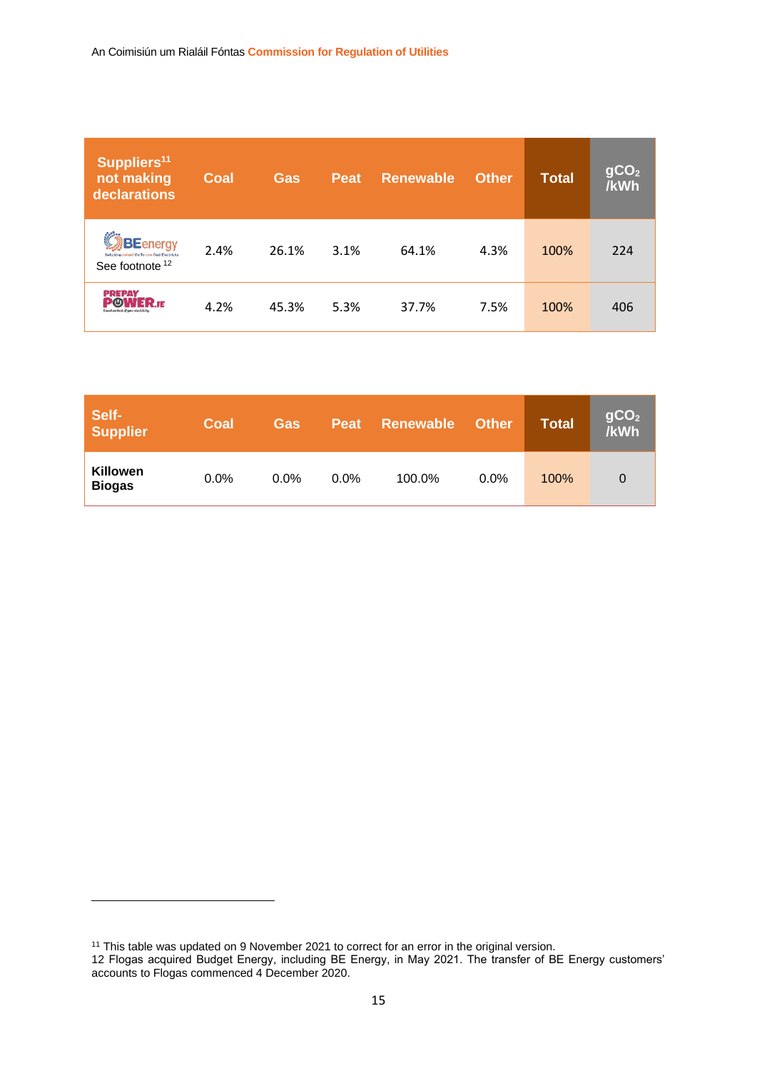| Suppliers[11] not making declarations | Coal | Gas | Peat | Renewable | Other | Total | $gCO_2$ /kWh |
|---|---|---|---|---|---|---|---|
| BEenergy See footnote [12] | 2.4% | 26.1% | 3.1% | 64.1% | 4.3% | 100% | 224 |
| PREPAY POWER.IE | 4.2% | 45.3% | 5.3% | 37.7% | 7.5% | 100% | 406 |

| Self-Supplier | Coal | Gas | Peat | Renewable | Other | Total | $gCO_2$ /kWh |
|---|---|---|---|---|---|---|---|
| **Killowen Biogas** | 0.0% | 0.0% | 0.0% | 100.0% | 0.0% | 100% | 0 |

[11] This table was updated on 9 November 2021 to correct for an error in the original version.

12 Flogas acquired Budget Energy, including BE Energy, in May 2021. The transfer of BE Energy customers' accounts to Flogas commenced 4 December 2020.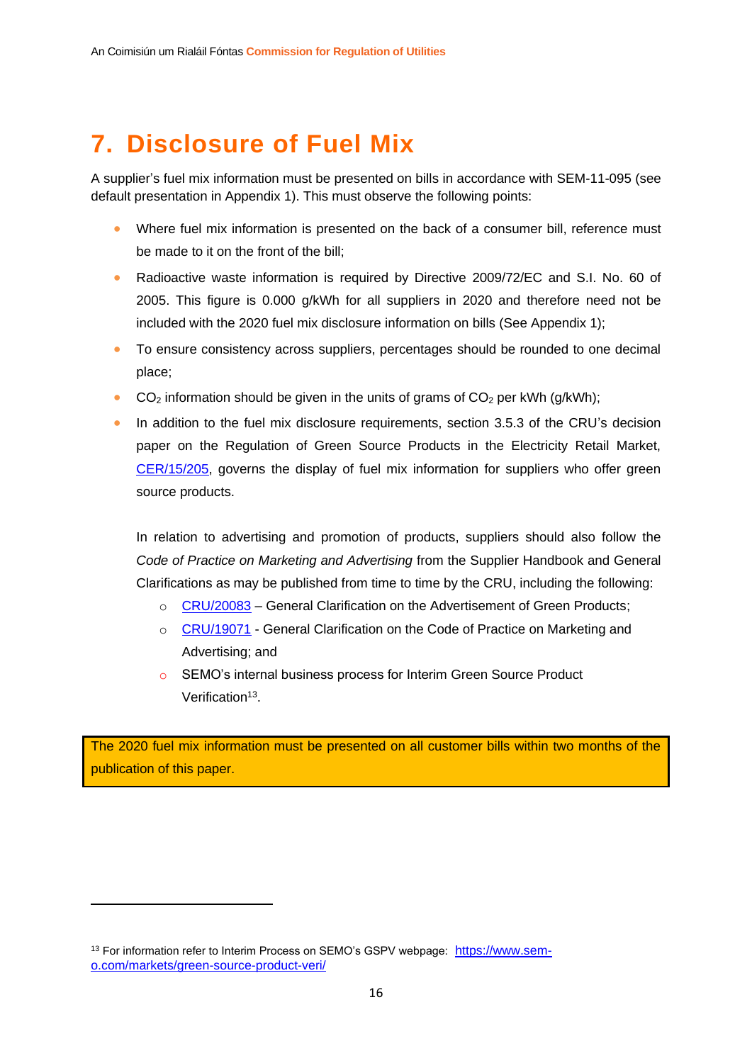# 7. Disclosure of Fuel Mix

A supplier's fuel mix information must be presented on bills in accordance with SEM-11-095 (see default presentation in Appendix 1). This must observe the following points:

- Where fuel mix information is presented on the back of a consumer bill, reference must be made to it on the front of the bill;
- Radioactive waste information is required by Directive 2009/72/EC and S.I. No. 60 of 2005. This figure is 0.000 g/kWh for all suppliers in 2020 and therefore need not be included with the 2020 fuel mix disclosure information on bills (See Appendix 1);
- To ensure consistency across suppliers, percentages should be rounded to one decimal place;
- $CO_2$ information should be given in the units of grams of $CO_2$ per kWh (g/kWh);
- In addition to the fuel mix disclosure requirements, section 3.5.3 of the CRU's decision paper on the Regulation of Green Source Products in the Electricity Retail Market, CER/15/205, governs the display of fuel mix information for suppliers who offer green source products.

  In relation to advertising and promotion of products, suppliers should also follow the *Code of Practice on Marketing and Advertising* from the Supplier Handbook and General Clarifications as may be published from time to time by the CRU, including the following:

  - CRU/20083 – General Clarification on the Advertisement of Green Products;
  - CRU/19071 - General Clarification on the Code of Practice on Marketing and Advertising; and
  - SEMO's internal business process for Interim Green Source Product Verification[13].

**The 2020 fuel mix information must be presented on all customer bills within two months of the publication of this paper.**

[13] For information refer to Interim Process on SEMO's GSPV webpage: https://www.sem-o.com/markets/green-source-product-veri/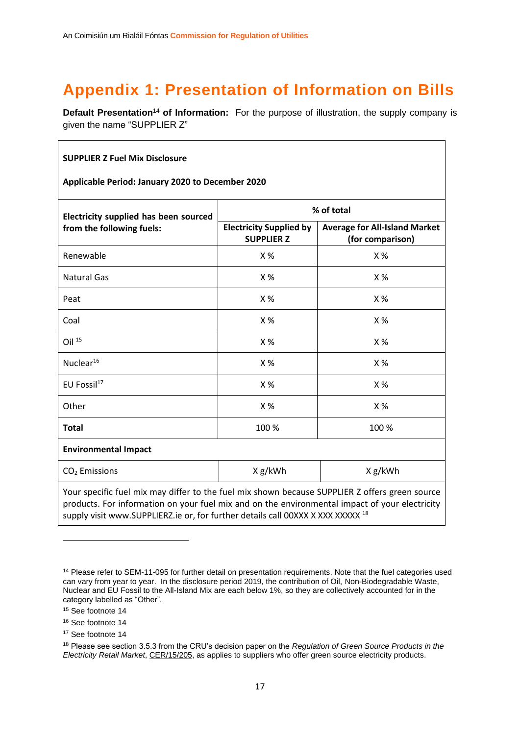# Appendix 1: Presentation of Information on Bills

**Default Presentation**[14] **of Information:** For the purpose of illustration, the supply company is given the name "SUPPLIER Z"

**SUPPLIER Z Fuel Mix Disclosure**

**Applicable Period: January 2020 to December 2020**

| **Electricity supplied has been sourced from the following fuels:** | **% of total** | |
|---|---|---|
| | **Electricity Supplied by SUPPLIER Z** | **Average for All-Island Market (for comparison)** |
| Renewable | X % | X % |
| Natural Gas | X % | X % |
| Peat | X % | X % |
| Coal | X % | X % |
| Oil [15] | X % | X % |
| Nuclear[16] | X % | X % |
| EU Fossil[17] | X % | X % |
| Other | X % | X % |
| **Total** | 100 % | 100 % |
| **Environmental Impact** | | |
| $CO_2$ Emissions | X g/kWh | X g/kWh |

Your specific fuel mix may differ to the fuel mix shown because SUPPLIER Z offers green source products. For information on your fuel mix and on the environmental impact of your electricity supply visit www.SUPPLIERZ.ie or, for further details call 00XXX X XXX XXXXX [18]

---

[14] Please refer to SEM-11-095 for further detail on presentation requirements. Note that the fuel categories used can vary from year to year. In the disclosure period 2019, the contribution of Oil, Non-Biodegradable Waste, Nuclear and EU Fossil to the All-Island Mix are each below 1%, so they are collectively accounted for in the category labelled as "Other".

[15] See footnote 14

[16] See footnote 14

[17] See footnote 14

[18] Please see section 3.5.3 from the CRU's decision paper on the *Regulation of Green Source Products in the Electricity Retail Market*, CER/15/205, as applies to suppliers who offer green source electricity products.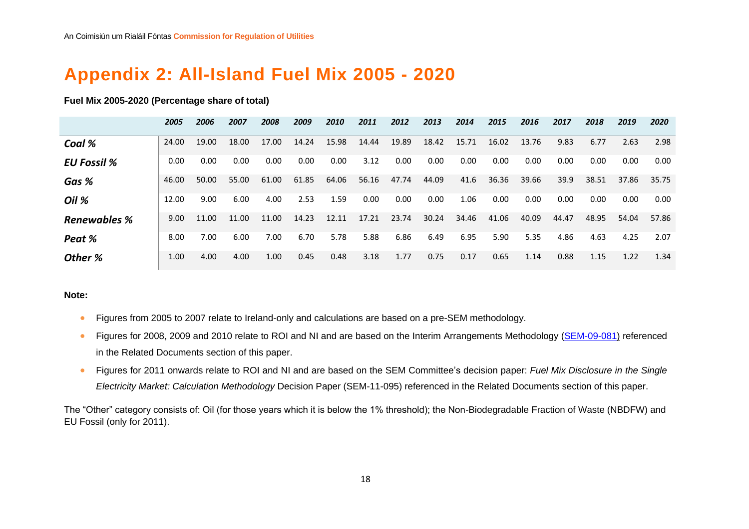# Appendix 2: All-Island Fuel Mix 2005 - 2020

**Fuel Mix 2005-2020 (Percentage share of total)**

| | *2005* | *2006* | *2007* | *2008* | *2009* | *2010* | *2011* | *2012* | *2013* | *2014* | *2015* | *2016* | *2017* | *2018* | *2019* | *2020* |
|---|---|---|---|---|---|---|---|---|---|---|---|---|---|---|---|---|
| ***Coal %*** | 24.00 | 19.00 | 18.00 | 17.00 | 14.24 | 15.98 | 14.44 | 19.89 | 18.42 | 15.71 | 16.02 | 13.76 | 9.83 | 6.77 | 2.63 | 2.98 |
| ***EU Fossil %*** | 0.00 | 0.00 | 0.00 | 0.00 | 0.00 | 0.00 | 3.12 | 0.00 | 0.00 | 0.00 | 0.00 | 0.00 | 0.00 | 0.00 | 0.00 | 0.00 |
| ***Gas %*** | 46.00 | 50.00 | 55.00 | 61.00 | 61.85 | 64.06 | 56.16 | 47.74 | 44.09 | 41.6 | 36.36 | 39.66 | 39.9 | 38.51 | 37.86 | 35.75 |
| ***Oil %*** | 12.00 | 9.00 | 6.00 | 4.00 | 2.53 | 1.59 | 0.00 | 0.00 | 0.00 | 1.06 | 0.00 | 0.00 | 0.00 | 0.00 | 0.00 | 0.00 |
| ***Renewables %*** | 9.00 | 11.00 | 11.00 | 11.00 | 14.23 | 12.11 | 17.21 | 23.74 | 30.24 | 34.46 | 41.06 | 40.09 | 44.47 | 48.95 | 54.04 | 57.86 |
| ***Peat %*** | 8.00 | 7.00 | 6.00 | 7.00 | 6.70 | 5.78 | 5.88 | 6.86 | 6.49 | 6.95 | 5.90 | 5.35 | 4.86 | 4.63 | 4.25 | 2.07 |
| ***Other %*** | 1.00 | 4.00 | 4.00 | 1.00 | 0.45 | 0.48 | 3.18 | 1.77 | 0.75 | 0.17 | 0.65 | 1.14 | 0.88 | 1.15 | 1.22 | 1.34 |

**Note:**

- Figures from 2005 to 2007 relate to Ireland-only and calculations are based on a pre-SEM methodology.
- Figures for 2008, 2009 and 2010 relate to ROI and NI and are based on the Interim Arrangements Methodology (SEM-09-081) referenced in the Related Documents section of this paper.
- Figures for 2011 onwards relate to ROI and NI and are based on the SEM Committee's decision paper: *Fuel Mix Disclosure in the Single Electricity Market: Calculation Methodology* Decision Paper (SEM-11-095) referenced in the Related Documents section of this paper.

The "Other" category consists of: Oil (for those years which it is below the 1% threshold); the Non-Biodegradable Fraction of Waste (NBDFW) and EU Fossil (only for 2011).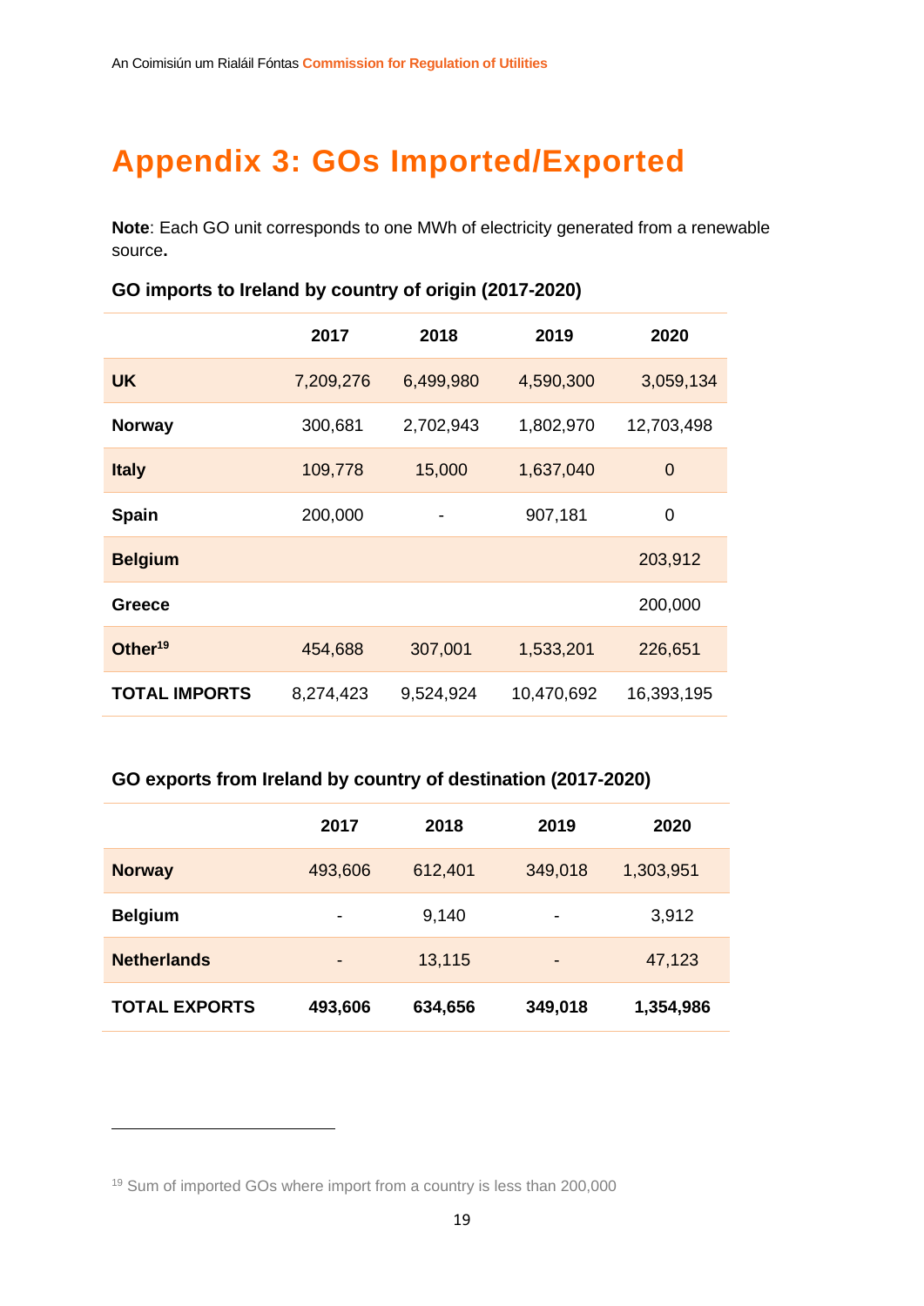# Appendix 3: GOs Imported/Exported

**Note**: Each GO unit corresponds to one MWh of electricity generated from a renewable source**.**

### GO imports to Ireland by country of origin (2017-2020)

| | 2017 | 2018 | 2019 | 2020 |
|---|---|---|---|---|
| **UK** | 7,209,276 | 6,499,980 | 4,590,300 | 3,059,134 |
| **Norway** | 300,681 | 2,702,943 | 1,802,970 | 12,703,498 |
| **Italy** | 109,778 | 15,000 | 1,637,040 | 0 |
| **Spain** | 200,000 | - | 907,181 | 0 |
| **Belgium** | | | | 203,912 |
| **Greece** | | | | 200,000 |
| **Other**[19] | 454,688 | 307,001 | 1,533,201 | 226,651 |
| **TOTAL IMPORTS** | 8,274,423 | 9,524,924 | 10,470,692 | 16,393,195 |

### GO exports from Ireland by country of destination (2017-2020)

| | 2017 | 2018 | 2019 | 2020 |
|---|---|---|---|---|
| **Norway** | 493,606 | 612,401 | 349,018 | 1,303,951 |
| **Belgium** | - | 9,140 | - | 3,912 |
| **Netherlands** | - | 13,115 | - | 47,123 |
| **TOTAL EXPORTS** | **493,606** | **634,656** | **349,018** | **1,354,986** |

[19] Sum of imported GOs where import from a country is less than 200,000